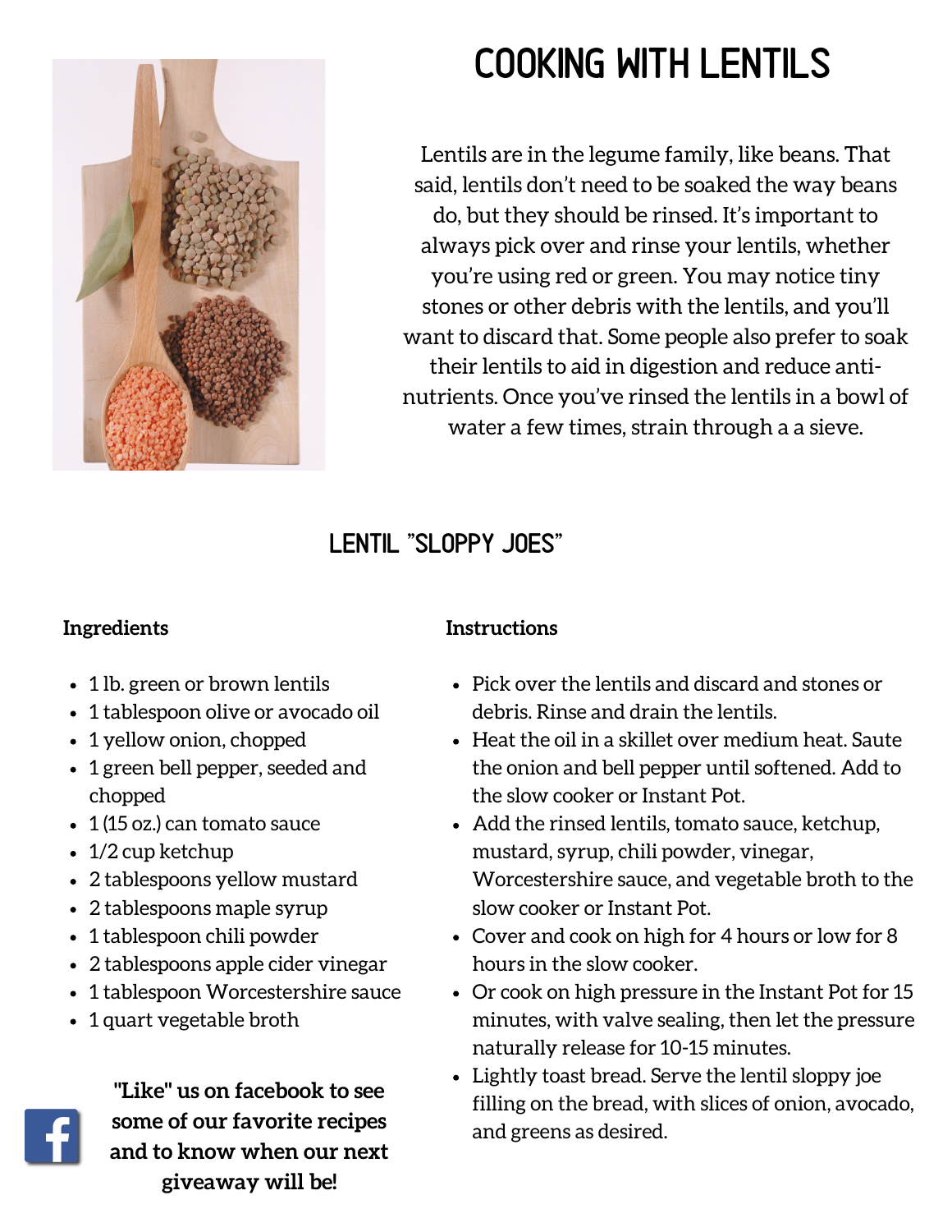# COOKING WITH LENTILS

Lentils are in the legume family, like beans. That said, lentils don't need to be soaked the way beans do, but they should be rinsed. It's important to always pick over and rinse your lentils, whether you're using red or green. You may notice tiny stones or other debris with the lentils, and you'll want to discard that. Some people also prefer to soak their lentils to aid in digestion and reduce anti-nutrients. Once you've rinsed the lentils in a bowl of water a few times, strain through a a sieve.

## LENTIL "SLOPPY JOES"

**Ingredients**

- 1 lb. green or brown lentils
- 1 tablespoon olive or avocado oil
- 1 yellow onion, chopped
- 1 green bell pepper, seeded and chopped
- 1 (15 oz.) can tomato sauce
- 1/2 cup ketchup
- 2 tablespoons yellow mustard
- 2 tablespoons maple syrup
- 1 tablespoon chili powder
- 2 tablespoons apple cider vinegar
- 1 tablespoon Worcestershire sauce
- 1 quart vegetable broth

**Instructions**

- Pick over the lentils and discard and stones or debris. Rinse and drain the lentils.
- Heat the oil in a skillet over medium heat. Saute the onion and bell pepper until softened. Add to the slow cooker or Instant Pot.
- Add the rinsed lentils, tomato sauce, ketchup, mustard, syrup, chili powder, vinegar, Worcestershire sauce, and vegetable broth to the slow cooker or Instant Pot.
- Cover and cook on high for 4 hours or low for 8 hours in the slow cooker.
- Or cook on high pressure in the Instant Pot for 15 minutes, with valve sealing, then let the pressure naturally release for 10-15 minutes.
- Lightly toast bread. Serve the lentil sloppy joe filling on the bread, with slices of onion, avocado, and greens as desired.

**"Like" us on facebook to see some of our favorite recipes and to know when our next giveaway will be!**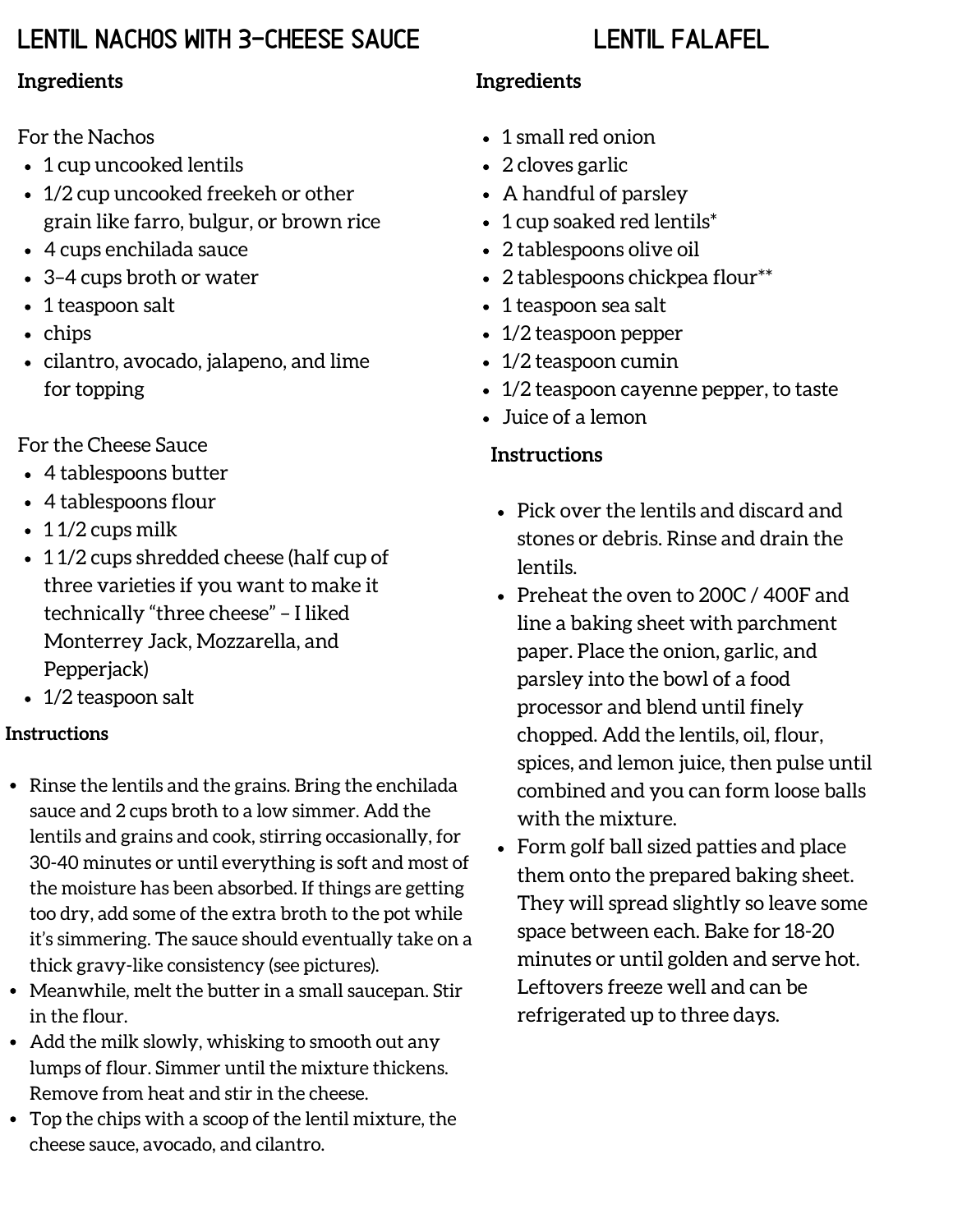## LENTIL NACHOS WITH 3-CHEESE SAUCE

### Ingredients

For the Nachos

- 1 cup uncooked lentils
- 1/2 cup uncooked freekeh or other grain like farro, bulgur, or brown rice
- 4 cups enchilada sauce
- 3–4 cups broth or water
- 1 teaspoon salt
- chips
- cilantro, avocado, jalapeno, and lime for topping

For the Cheese Sauce

- 4 tablespoons butter
- 4 tablespoons flour
- 1 1/2 cups milk
- 1 1/2 cups shredded cheese (half cup of three varieties if you want to make it technically "three cheese" – I liked Monterrey Jack, Mozzarella, and Pepperjack)
- 1/2 teaspoon salt

### Instructions

- Rinse the lentils and the grains. Bring the enchilada sauce and 2 cups broth to a low simmer. Add the lentils and grains and cook, stirring occasionally, for 30-40 minutes or until everything is soft and most of the moisture has been absorbed. If things are getting too dry, add some of the extra broth to the pot while it's simmering. The sauce should eventually take on a thick gravy-like consistency (see pictures).
- Meanwhile, melt the butter in a small saucepan. Stir in the flour.
- Add the milk slowly, whisking to smooth out any lumps of flour. Simmer until the mixture thickens. Remove from heat and stir in the cheese.
- Top the chips with a scoop of the lentil mixture, the cheese sauce, avocado, and cilantro.

## LENTIL FALAFEL

### Ingredients

- 1 small red onion
- 2 cloves garlic
- A handful of parsley
- 1 cup soaked red lentils*
- 2 tablespoons olive oil
- 2 tablespoons chickpea flour**
- 1 teaspoon sea salt
- 1/2 teaspoon pepper
- 1/2 teaspoon cumin
- 1/2 teaspoon cayenne pepper, to taste
- Juice of a lemon

### Instructions

- Pick over the lentils and discard and stones or debris. Rinse and drain the lentils.
- Preheat the oven to 200C / 400F and line a baking sheet with parchment paper. Place the onion, garlic, and parsley into the bowl of a food processor and blend until finely chopped. Add the lentils, oil, flour, spices, and lemon juice, then pulse until combined and you can form loose balls with the mixture.
- Form golf ball sized patties and place them onto the prepared baking sheet. They will spread slightly so leave some space between each. Bake for 18-20 minutes or until golden and serve hot. Leftovers freeze well and can be refrigerated up to three days.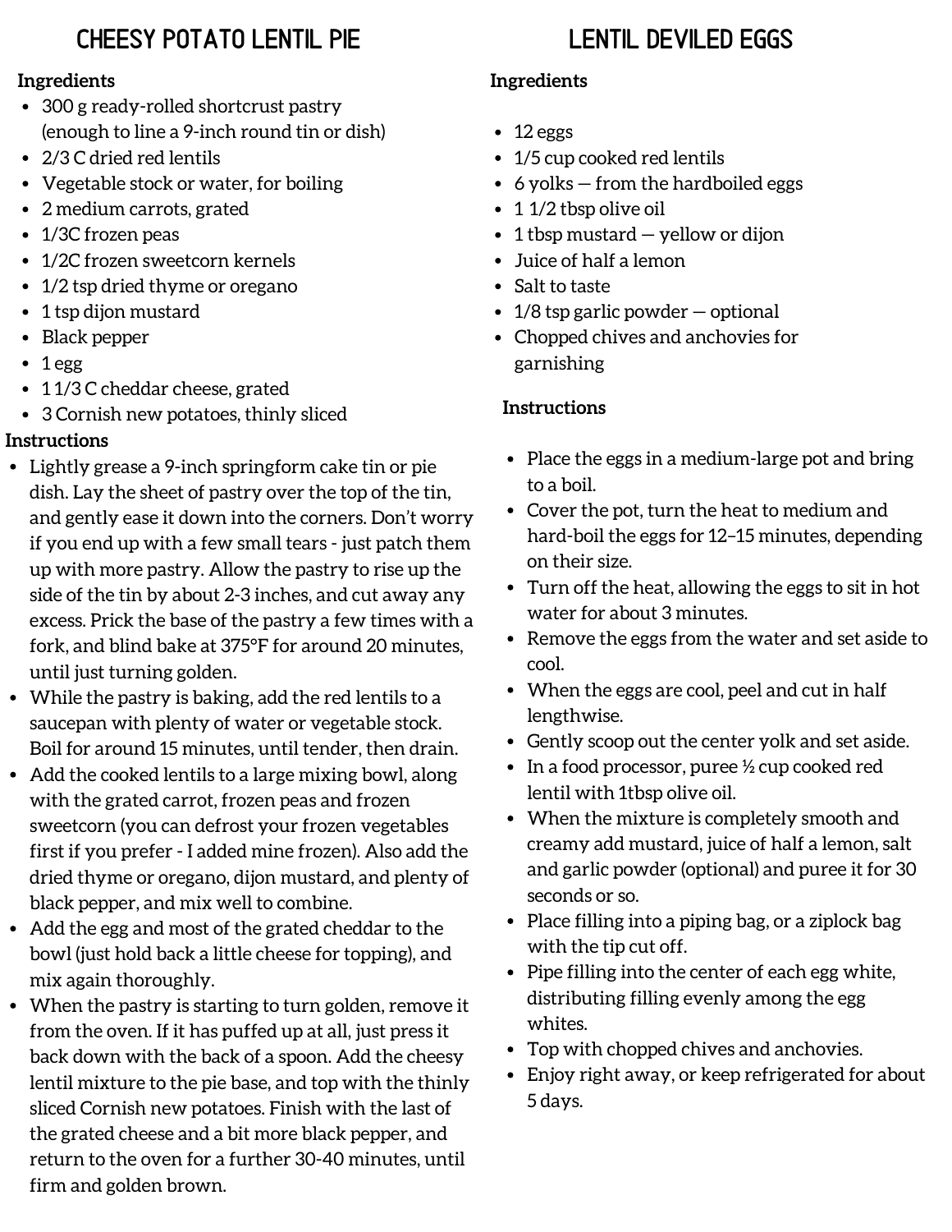# CHEESY POTATO LENTIL PIE

**Ingredients**

- 300 g ready-rolled shortcrust pastry (enough to line a 9-inch round tin or dish)
- 2/3 C dried red lentils
- Vegetable stock or water, for boiling
- 2 medium carrots, grated
- 1/3C frozen peas
- 1/2C frozen sweetcorn kernels
- 1/2 tsp dried thyme or oregano
- 1 tsp dijon mustard
- Black pepper
- 1 egg
- 1 1/3 C cheddar cheese, grated
- 3 Cornish new potatoes, thinly sliced

**Instructions**

- Lightly grease a 9-inch springform cake tin or pie dish. Lay the sheet of pastry over the top of the tin, and gently ease it down into the corners. Don't worry if you end up with a few small tears - just patch them up with more pastry. Allow the pastry to rise up the side of the tin by about 2-3 inches, and cut away any excess. Prick the base of the pastry a few times with a fork, and blind bake at 375°F for around 20 minutes, until just turning golden.
- While the pastry is baking, add the red lentils to a saucepan with plenty of water or vegetable stock. Boil for around 15 minutes, until tender, then drain.
- Add the cooked lentils to a large mixing bowl, along with the grated carrot, frozen peas and frozen sweetcorn (you can defrost your frozen vegetables first if you prefer - I added mine frozen). Also add the dried thyme or oregano, dijon mustard, and plenty of black pepper, and mix well to combine.
- Add the egg and most of the grated cheddar to the bowl (just hold back a little cheese for topping), and mix again thoroughly.
- When the pastry is starting to turn golden, remove it from the oven. If it has puffed up at all, just press it back down with the back of a spoon. Add the cheesy lentil mixture to the pie base, and top with the thinly sliced Cornish new potatoes. Finish with the last of the grated cheese and a bit more black pepper, and return to the oven for a further 30-40 minutes, until firm and golden brown.

# LENTIL DEVILED EGGS

**Ingredients**

- 12 eggs
- 1/5 cup cooked red lentils
- 6 yolks — from the hardboiled eggs
- 1 1/2 tbsp olive oil
- 1 tbsp mustard — yellow or dijon
- Juice of half a lemon
- Salt to taste
- 1/8 tsp garlic powder — optional
- Chopped chives and anchovies for garnishing

**Instructions**

- Place the eggs in a medium-large pot and bring to a boil.
- Cover the pot, turn the heat to medium and hard-boil the eggs for 12–15 minutes, depending on their size.
- Turn off the heat, allowing the eggs to sit in hot water for about 3 minutes.
- Remove the eggs from the water and set aside to cool.
- When the eggs are cool, peel and cut in half lengthwise.
- Gently scoop out the center yolk and set aside.
- In a food processor, puree ½ cup cooked red lentil with 1tbsp olive oil.
- When the mixture is completely smooth and creamy add mustard, juice of half a lemon, salt and garlic powder (optional) and puree it for 30 seconds or so.
- Place filling into a piping bag, or a ziplock bag with the tip cut off.
- Pipe filling into the center of each egg white, distributing filling evenly among the egg whites.
- Top with chopped chives and anchovies.
- Enjoy right away, or keep refrigerated for about 5 days.